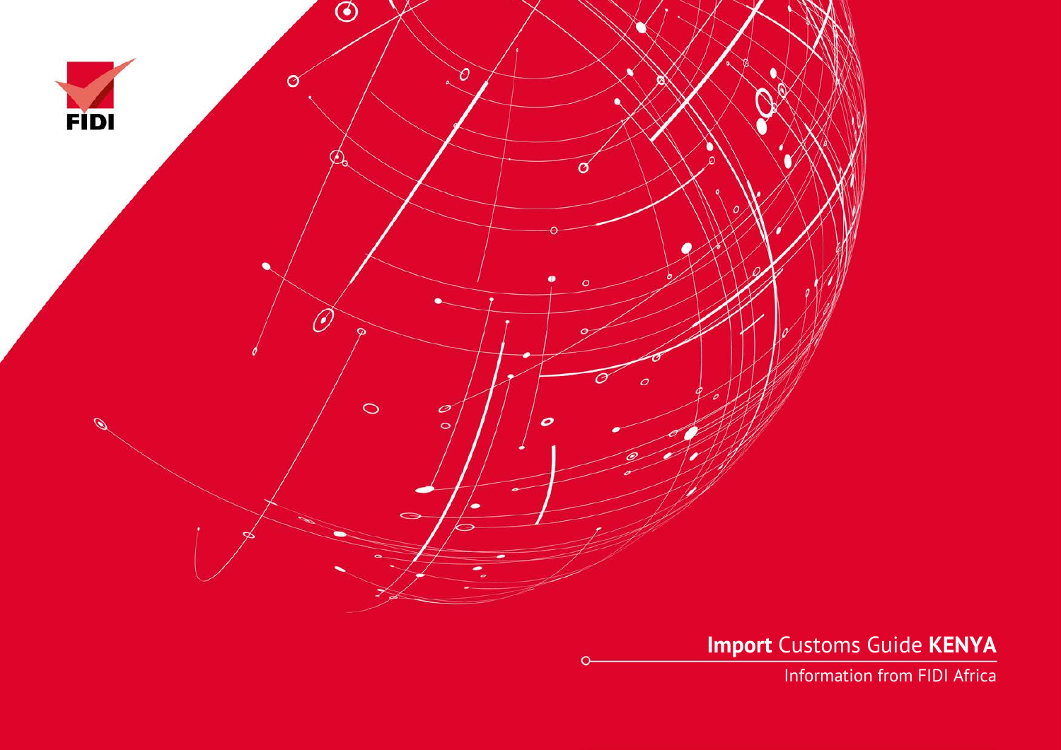FIDI

# **Import** Customs Guide **KENYA**

Information from FIDI Africa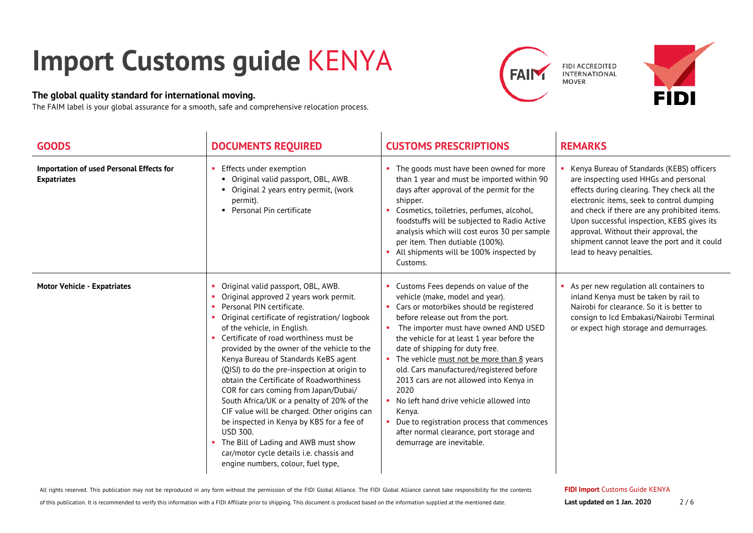# Import Customs guide KENYA

**The global quality standard for international moving.**

The FAIM label is your global assurance for a smooth, safe and comprehensive relocation process.

FIDI ACCREDITED INTERNATIONAL MOVER

| GOODS | DOCUMENTS REQUIRED | CUSTOMS PRESCRIPTIONS | REMARKS |
|---|---|---|---|
| **Importation of used Personal Effects for Expatriates** | ▪ Effects under exemption<br>  ▪ Original valid passport, OBL, AWB.<br>  ▪ Original 2 years entry permit, (work permit).<br>  ▪ Personal Pin certificate | ▪ The goods must have been owned for more than 1 year and must be imported within 90 days after approval of the permit for the shipper.<br>▪ Cosmetics, toiletries, perfumes, alcohol, foodstuffs will be subjected to Radio Active analysis which will cost euros 30 per sample per item. Then dutiable (100%).<br>▪ All shipments will be 100% inspected by Customs. | ▪ Kenya Bureau of Standards (KEBS) officers are inspecting used HHGs and personal effects during clearing. They check all the electronic items, seek to control dumping and check if there are any prohibited items. Upon successful inspection, KEBS gives its approval. Without their approval, the shipment cannot leave the port and it could lead to heavy penalties. |
| **Motor Vehicle - Expatriates** | ▪ Original valid passport, OBL, AWB.<br>▪ Original approved 2 years work permit.<br>▪ Personal PIN certificate.<br>▪ Original certificate of registration/ logbook of the vehicle, in English.<br>▪ Certificate of road worthiness must be provided by the owner of the vehicle to the Kenya Bureau of Standards KeBS agent (QISJ) to do the pre-inspection at origin to obtain the Certificate of Roadworthiness COR for cars coming from Japan/Dubai/ South Africa/UK or a penalty of 20% of the CIF value will be charged. Other origins can be inspected in Kenya by KBS for a fee of USD 300.<br>▪ The Bill of Lading and AWB must show car/motor cycle details i.e. chassis and engine numbers, colour, fuel type, | ▪ Customs Fees depends on value of the vehicle (make, model and year).<br>▪ Cars or motorbikes should be registered before release out from the port.<br>▪ The importer must have owned AND USED the vehicle for at least 1 year before the date of shipping for duty free.<br>▪ The vehicle must not be more than 8 years old. Cars manufactured/registered before 2013 cars are not allowed into Kenya in 2020<br>▪ No left hand drive vehicle allowed into Kenya.<br>▪ Due to registration process that commences after normal clearance, port storage and demurrage are inevitable. | ▪ As per new regulation all containers to inland Kenya must be taken by rail to Nairobi for clearance. So it is better to consign to Icd Embakasi/Nairobi Terminal or expect high storage and demurrages. |

All rights reserved. This publication may not be reproduced in any form without the permission of the FIDI Global Alliance. The FIDI Global Alliance cannot take responsibility for the contents of this publication. It is recommended to verify this information with a FIDI Affiliate prior to shipping. This document is produced based on the information supplied at the mentioned date.

**FIDI Import** Customs Guide KENYA

**Last updated on 1 Jan. 2020**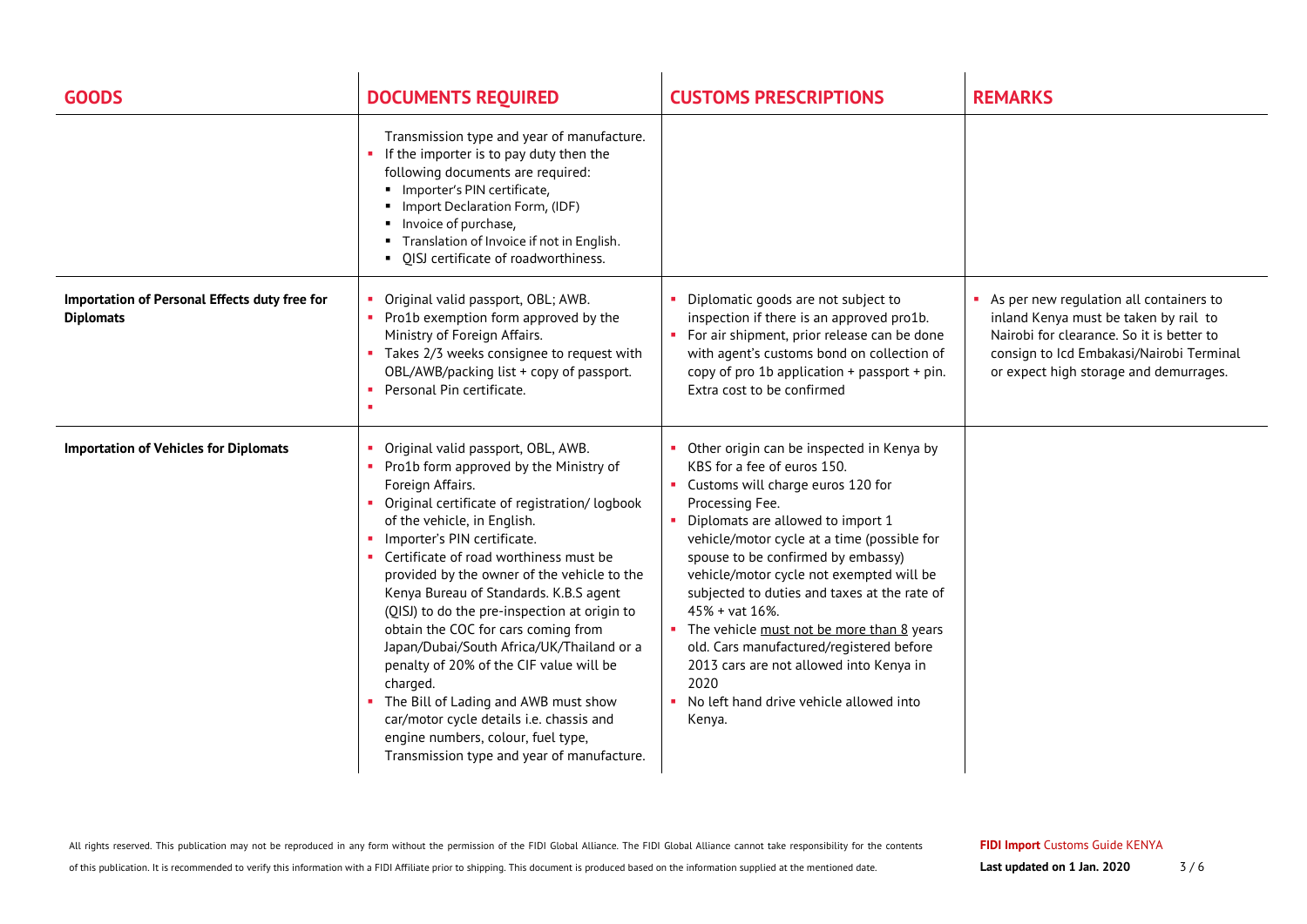| GOODS | DOCUMENTS REQUIRED | CUSTOMS PRESCRIPTIONS | REMARKS |
|---|---|---|---|
| | Transmission type and year of manufacture.<br>▪ If the importer is to pay duty then the following documents are required:<br>▪ Importer's PIN certificate,<br>▪ Import Declaration Form, (IDF)<br>▪ Invoice of purchase,<br>▪ Translation of Invoice if not in English.<br>▪ QISJ certificate of roadworthiness. | | |
| **Importation of Personal Effects duty free for Diplomats** | ▪ Original valid passport, OBL; AWB.<br>▪ Pro1b exemption form approved by the Ministry of Foreign Affairs.<br>▪ Takes 2/3 weeks consignee to request with OBL/AWB/packing list + copy of passport.<br>▪ Personal Pin certificate.<br>▪ | ▪ Diplomatic goods are not subject to inspection if there is an approved pro1b.<br>▪ For air shipment, prior release can be done with agent's customs bond on collection of copy of pro 1b application + passport + pin. Extra cost to be confirmed | ▪ As per new regulation all containers to inland Kenya must be taken by rail to Nairobi for clearance. So it is better to consign to Icd Embakasi/Nairobi Terminal or expect high storage and demurrages. |
| **Importation of Vehicles for Diplomats** | ▪ Original valid passport, OBL, AWB.<br>▪ Pro1b form approved by the Ministry of Foreign Affairs.<br>▪ Original certificate of registration/ logbook of the vehicle, in English.<br>▪ Importer's PIN certificate.<br>▪ Certificate of road worthiness must be provided by the owner of the vehicle to the Kenya Bureau of Standards. K.B.S agent (QISJ) to do the pre-inspection at origin to obtain the COC for cars coming from Japan/Dubai/South Africa/UK/Thailand or a penalty of 20% of the CIF value will be charged.<br>▪ The Bill of Lading and AWB must show car/motor cycle details i.e. chassis and engine numbers, colour, fuel type, Transmission type and year of manufacture. | ▪ Other origin can be inspected in Kenya by KBS for a fee of euros 150.<br>▪ Customs will charge euros 120 for Processing Fee.<br>▪ Diplomats are allowed to import 1 vehicle/motor cycle at a time (possible for spouse to be confirmed by embassy) vehicle/motor cycle not exempted will be subjected to duties and taxes at the rate of 45% + vat 16%.<br>▪ The vehicle must not be more than 8 years old. Cars manufactured/registered before 2013 cars are not allowed into Kenya in 2020<br>▪ No left hand drive vehicle allowed into Kenya. | |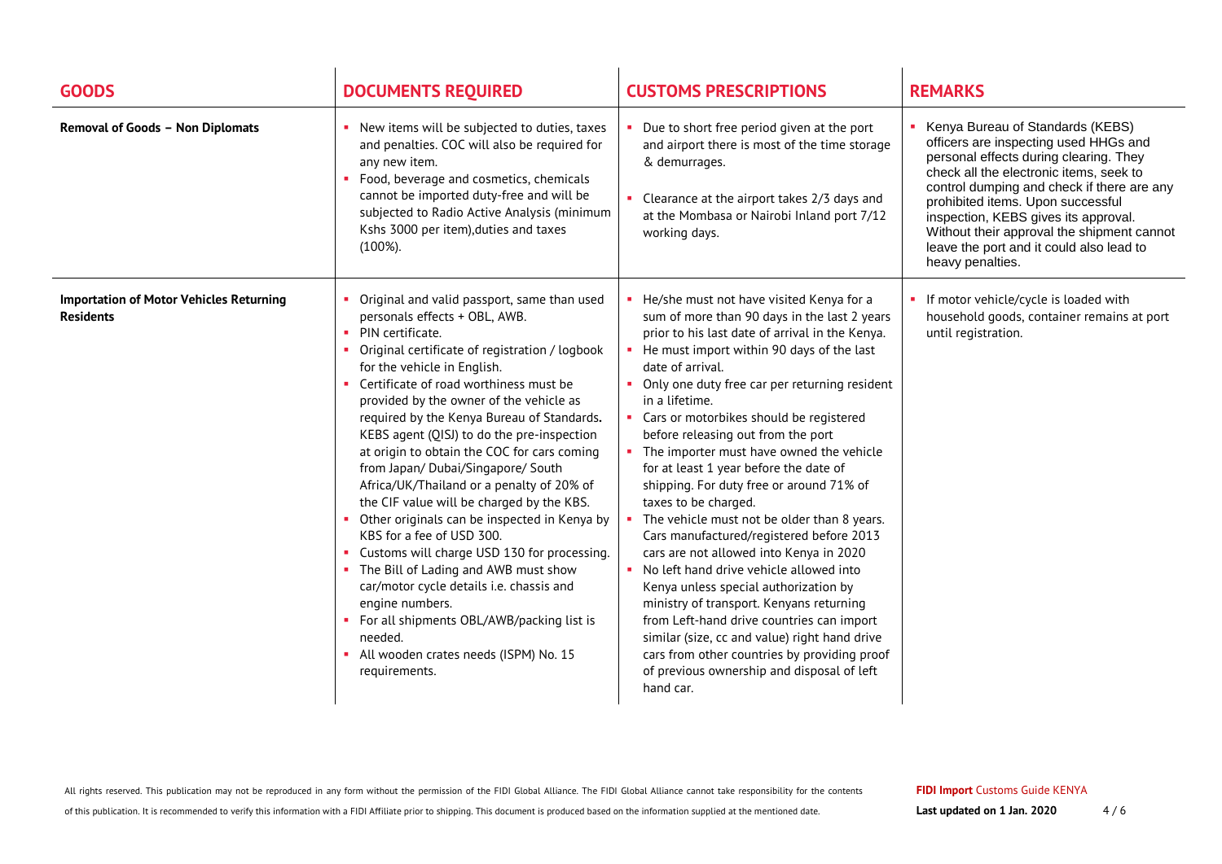| GOODS | DOCUMENTS REQUIRED | CUSTOMS PRESCRIPTIONS | REMARKS |
|---|---|---|---|
| **Removal of Goods – Non Diplomats** | • New items will be subjected to duties, taxes and penalties. COC will also be required for any new item.<br>• Food, beverage and cosmetics, chemicals cannot be imported duty-free and will be subjected to Radio Active Analysis (minimum Kshs 3000 per item),duties and taxes (100%). | • Due to short free period given at the port and airport there is most of the time storage & demurrages.<br>• Clearance at the airport takes 2/3 days and at the Mombasa or Nairobi Inland port 7/12 working days. | • Kenya Bureau of Standards (KEBS) officers are inspecting used HHGs and personal effects during clearing. They check all the electronic items, seek to control dumping and check if there are any prohibited items. Upon successful inspection, KEBS gives its approval. Without their approval the shipment cannot leave the port and it could also lead to heavy penalties. |
| **Importation of Motor Vehicles Returning Residents** | • Original and valid passport, same than used personals effects + OBL, AWB.<br>• PIN certificate.<br>• Original certificate of registration / logbook for the vehicle in English.<br>• Certificate of road worthiness must be provided by the owner of the vehicle as required by the Kenya Bureau of Standards**.** KEBS agent (QISJ) to do the pre-inspection at origin to obtain the COC for cars coming from Japan/ Dubai/Singapore/ South Africa/UK/Thailand or a penalty of 20% of the CIF value will be charged by the KBS.<br>• Other originals can be inspected in Kenya by KBS for a fee of USD 300.<br>• Customs will charge USD 130 for processing.<br>• The Bill of Lading and AWB must show car/motor cycle details i.e. chassis and engine numbers.<br>• For all shipments OBL/AWB/packing list is needed.<br>• All wooden crates needs (ISPM) No. 15 requirements. | • He/she must not have visited Kenya for a sum of more than 90 days in the last 2 years prior to his last date of arrival in the Kenya.<br>• He must import within 90 days of the last date of arrival.<br>• Only one duty free car per returning resident in a lifetime.<br>• Cars or motorbikes should be registered before releasing out from the port<br>• The importer must have owned the vehicle for at least 1 year before the date of shipping. For duty free or around 71% of taxes to be charged.<br>• The vehicle must not be older than 8 years. Cars manufactured/registered before 2013 cars are not allowed into Kenya in 2020<br>• No left hand drive vehicle allowed into Kenya unless special authorization by ministry of transport. Kenyans returning from Left-hand drive countries can import similar (size, cc and value) right hand drive cars from other countries by providing proof of previous ownership and disposal of left hand car. | • If motor vehicle/cycle is loaded with household goods, container remains at port until registration. |

All rights reserved. This publication may not be reproduced in any form without the permission of the FIDI Global Alliance. The FIDI Global Alliance cannot take responsibility for the contents of this publication. It is recommended to verify this information with a FIDI Affiliate prior to shipping. This document is produced based on the information supplied at the mentioned date.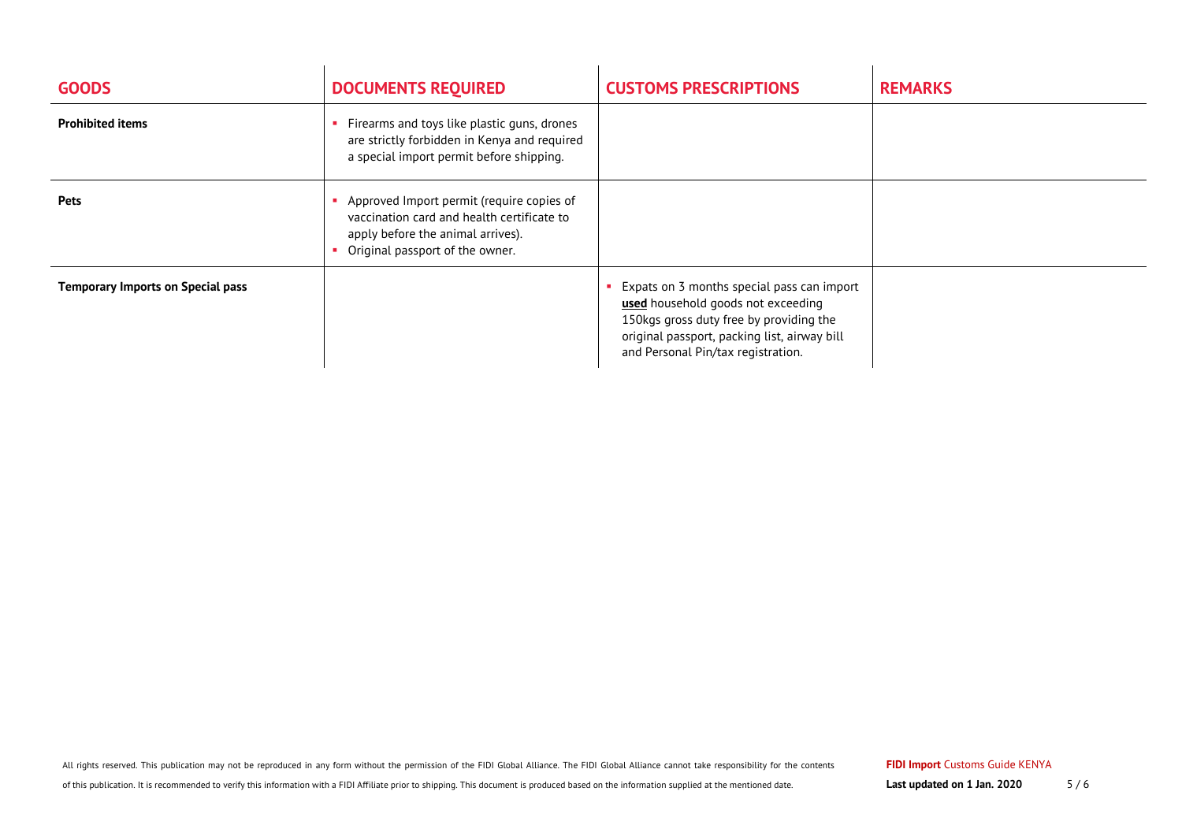| GOODS | DOCUMENTS REQUIRED | CUSTOMS PRESCRIPTIONS | REMARKS |
|---|---|---|---|
| **Prohibited items** | ▪ Firearms and toys like plastic guns, drones are strictly forbidden in Kenya and required a special import permit before shipping. | | |
| **Pets** | ▪ Approved Import permit (require copies of vaccination card and health certificate to apply before the animal arrives).<br>▪ Original passport of the owner. | | |
| **Temporary Imports on Special pass** | | ▪ Expats on 3 months special pass can import **used** household goods not exceeding 150kgs gross duty free by providing the original passport, packing list, airway bill and Personal Pin/tax registration. | |

All rights reserved. This publication may not be reproduced in any form without the permission of the FIDI Global Alliance. The FIDI Global Alliance cannot take responsibility for the contents of this publication. It is recommended to verify this information with a FIDI Affiliate prior to shipping. This document is produced based on the information supplied at the mentioned date.

**FIDI Import** Customs Guide KENYA

**Last updated on 1 Jan. 2020**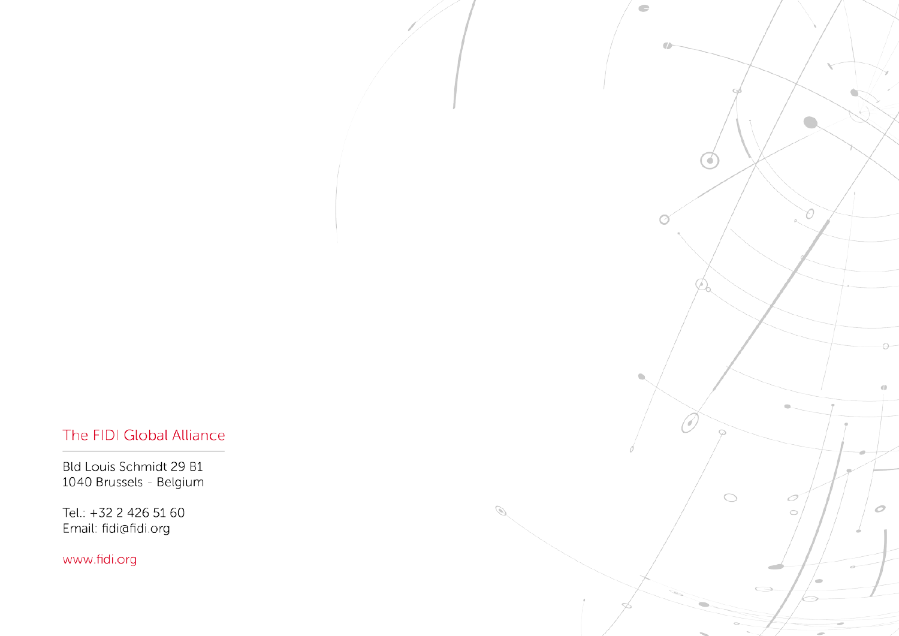The FIDI Global Alliance

Bld Louis Schmidt 29 B1
1040 Brussels - Belgium

Tel.: +32 2 426 51 60
Email: fidi@fidi.org

www.fidi.org